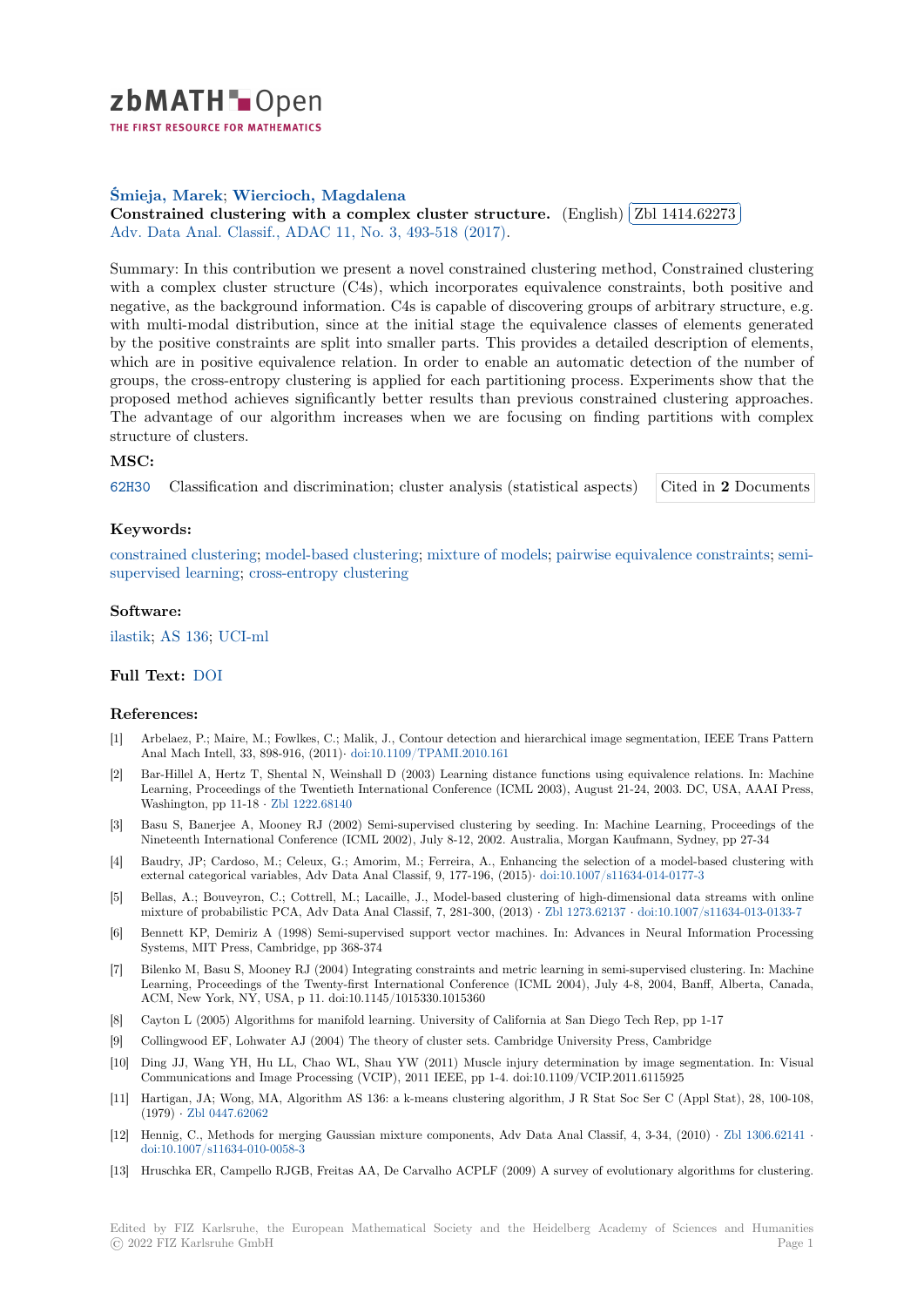**Śmieja, Marek**; **Wiercioch, Magdalena**

**Constrained clustering with a complex cluster structure.** (English) Zbl 1414.62273

Adv. Data Anal. Classif., ADAC 11, No. 3, 493-518 (2017).

Summary: In this contribution we present a novel constrained clustering method, Constrained clustering with a complex cluster structure (C4s), which incorporates equivalence constraints, both positive and negative, as the background information. C4s is capable of discovering groups of arbitrary structure, e.g. with multi-modal distribution, since at the initial stage the equivalence classes of elements generated by the positive constraints are split into smaller parts. This provides a detailed description of elements, which are in positive equivalence relation. In order to enable an automatic detection of the number of groups, the cross-entropy clustering is applied for each partitioning process. Experiments show that the proposed method achieves significantly better results than previous constrained clustering approaches. The advantage of our algorithm increases when we are focusing on finding partitions with complex structure of clusters.

## MSC:

62H30 Classification and discrimination; cluster analysis (statistical aspects)

Cited in **2** Documents

## Keywords:

constrained clustering; model-based clustering; mixture of models; pairwise equivalence constraints; semi-supervised learning; cross-entropy clustering

## Software:

ilastik; AS 136; UCI-ml

## Full Text: DOI

## References:

[1] Arbelaez, P.; Maire, M.; Fowlkes, C.; Malik, J., Contour detection and hierarchical image segmentation, IEEE Trans Pattern Anal Mach Intell, 33, 898-916, (2011)· doi:10.1109/TPAMI.2010.161

[2] Bar-Hillel A, Hertz T, Shental N, Weinshall D (2003) Learning distance functions using equivalence relations. In: Machine Learning, Proceedings of the Twentieth International Conference (ICML 2003), August 21-24, 2003. DC, USA, AAAI Press, Washington, pp 11-18 · Zbl 1222.68140

[3] Basu S, Banerjee A, Mooney RJ (2002) Semi-supervised clustering by seeding. In: Machine Learning, Proceedings of the Nineteenth International Conference (ICML 2002), July 8-12, 2002. Australia, Morgan Kaufmann, Sydney, pp 27-34

[4] Baudry, JP; Cardoso, M.; Celeux, G.; Amorim, M.; Ferreira, A., Enhancing the selection of a model-based clustering with external categorical variables, Adv Data Anal Classif, 9, 177-196, (2015)· doi:10.1007/s11634-014-0177-3

[5] Bellas, A.; Bouveyron, C.; Cottrell, M.; Lacaille, J., Model-based clustering of high-dimensional data streams with online mixture of probabilistic PCA, Adv Data Anal Classif, 7, 281-300, (2013) · Zbl 1273.62137 · doi:10.1007/s11634-013-0133-7

[6] Bennett KP, Demiriz A (1998) Semi-supervised support vector machines. In: Advances in Neural Information Processing Systems, MIT Press, Cambridge, pp 368-374

[7] Bilenko M, Basu S, Mooney RJ (2004) Integrating constraints and metric learning in semi-supervised clustering. In: Machine Learning, Proceedings of the Twenty-first International Conference (ICML 2004), July 4-8, 2004, Banff, Alberta, Canada, ACM, New York, NY, USA, p 11. doi:10.1145/1015330.1015360

[8] Cayton L (2005) Algorithms for manifold learning. University of California at San Diego Tech Rep, pp 1-17

[9] Collingwood EF, Lohwater AJ (2004) The theory of cluster sets. Cambridge University Press, Cambridge

[10] Ding JJ, Wang YH, Hu LL, Chao WL, Shau YW (2011) Muscle injury determination by image segmentation. In: Visual Communications and Image Processing (VCIP), 2011 IEEE, pp 1-4. doi:10.1109/VCIP.2011.6115925

[11] Hartigan, JA; Wong, MA, Algorithm AS 136: a k-means clustering algorithm, J R Stat Soc Ser C (Appl Stat), 28, 100-108, (1979) · Zbl 0447.62062

[12] Hennig, C., Methods for merging Gaussian mixture components, Adv Data Anal Classif, 4, 3-34, (2010) · Zbl 1306.62141 · doi:10.1007/s11634-010-0058-3

[13] Hruschka ER, Campello RJGB, Freitas AA, De Carvalho ACPLF (2009) A survey of evolutionary algorithms for clustering.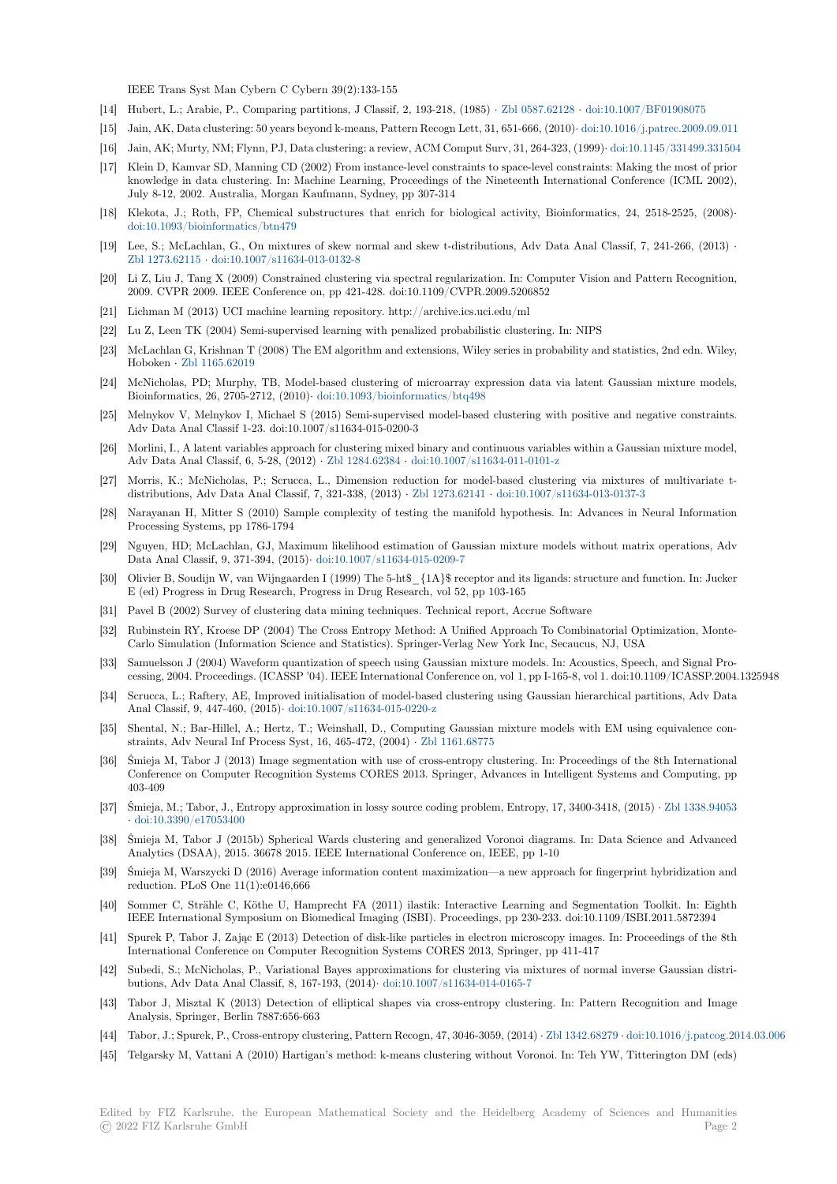IEEE Trans Syst Man Cybern C Cybern 39(2):133-155

[14] Hubert, L.; Arabie, P., Comparing partitions, J Classif, 2, 193-218, (1985) · Zbl 0587.62128 · doi:10.1007/BF01908075

[15] Jain, AK, Data clustering: 50 years beyond k-means, Pattern Recogn Lett, 31, 651-666, (2010)· doi:10.1016/j.patrec.2009.09.011

[16] Jain, AK; Murty, NM; Flynn, PJ, Data clustering: a review, ACM Comput Surv, 31, 264-323, (1999)· doi:10.1145/331499.331504

[17] Klein D, Kamvar SD, Manning CD (2002) From instance-level constraints to space-level constraints: Making the most of prior knowledge in data clustering. In: Machine Learning, Proceedings of the Nineteenth International Conference (ICML 2002), July 8-12, 2002. Australia, Morgan Kaufmann, Sydney, pp 307-314

[18] Klekota, J.; Roth, FP, Chemical substructures that enrich for biological activity, Bioinformatics, 24, 2518-2525, (2008)· doi:10.1093/bioinformatics/btn479

[19] Lee, S.; McLachlan, G., On mixtures of skew normal and skew t-distributions, Adv Data Anal Classif, 7, 241-266, (2013) · Zbl 1273.62115 · doi:10.1007/s11634-013-0132-8

[20] Li Z, Liu J, Tang X (2009) Constrained clustering via spectral regularization. In: Computer Vision and Pattern Recognition, 2009. CVPR 2009. IEEE Conference on, pp 421-428. doi:10.1109/CVPR.2009.5206852

[21] Lichman M (2013) UCI machine learning repository. http://archive.ics.uci.edu/ml

[22] Lu Z, Leen TK (2004) Semi-supervised learning with penalized probabilistic clustering. In: NIPS

[23] McLachlan G, Krishnan T (2008) The EM algorithm and extensions, Wiley series in probability and statistics, 2nd edn. Wiley, Hoboken · Zbl 1165.62019

[24] McNicholas, PD; Murphy, TB, Model-based clustering of microarray expression data via latent Gaussian mixture models, Bioinformatics, 26, 2705-2712, (2010)· doi:10.1093/bioinformatics/btq498

[25] Melnykov V, Melnykov I, Michael S (2015) Semi-supervised model-based clustering with positive and negative constraints. Adv Data Anal Classif 1-23. doi:10.1007/s11634-015-0200-3

[26] Morlini, I., A latent variables approach for clustering mixed binary and continuous variables within a Gaussian mixture model, Adv Data Anal Classif, 6, 5-28, (2012) · Zbl 1284.62384 · doi:10.1007/s11634-011-0101-z

[27] Morris, K.; McNicholas, P.; Scrucca, L., Dimension reduction for model-based clustering via mixtures of multivariate t-distributions, Adv Data Anal Classif, 7, 321-338, (2013) · Zbl 1273.62141 · doi:10.1007/s11634-013-0137-3

[28] Narayanan H, Mitter S (2010) Sample complexity of testing the manifold hypothesis. In: Advances in Neural Information Processing Systems, pp 1786-1794

[29] Nguyen, HD; McLachlan, GJ, Maximum likelihood estimation of Gaussian mixture models without matrix operations, Adv Data Anal Classif, 9, 371-394, (2015)· doi:10.1007/s11634-015-0209-7

[30] Olivier B, Soudijn W, van Wijngaarden I (1999) The 5-ht$_{1A}$ receptor and its ligands: structure and function. In: Jucker E (ed) Progress in Drug Research, Progress in Drug Research, vol 52, pp 103-165

[31] Pavel B (2002) Survey of clustering data mining techniques. Technical report, Accrue Software

[32] Rubinstein RY, Kroese DP (2004) The Cross Entropy Method: A Unified Approach To Combinatorial Optimization, Monte-Carlo Simulation (Information Science and Statistics). Springer-Verlag New York Inc, Secaucus, NJ, USA

[33] Samuelsson J (2004) Waveform quantization of speech using Gaussian mixture models. In: Acoustics, Speech, and Signal Processing, 2004. Proceedings. (ICASSP '04). IEEE International Conference on, vol 1, pp I-165-8, vol 1. doi:10.1109/ICASSP.2004.1325948

[34] Scrucca, L.; Raftery, AE, Improved initialisation of model-based clustering using Gaussian hierarchical partitions, Adv Data Anal Classif, 9, 447-460, (2015)· doi:10.1007/s11634-015-0220-z

[35] Shental, N.; Bar-Hillel, A.; Hertz, T.; Weinshall, D., Computing Gaussian mixture models with EM using equivalence constraints, Adv Neural Inf Process Syst, 16, 465-472, (2004) · Zbl 1161.68775

[36] Śmieja M, Tabor J (2013) Image segmentation with use of cross-entropy clustering. In: Proceedings of the 8th International Conference on Computer Recognition Systems CORES 2013. Springer, Advances in Intelligent Systems and Computing, pp 403-409

[37] Śmieja, M.; Tabor, J., Entropy approximation in lossy source coding problem, Entropy, 17, 3400-3418, (2015) · Zbl 1338.94053 · doi:10.3390/e17053400

[38] Śmieja M, Tabor J (2015b) Spherical Wards clustering and generalized Voronoi diagrams. In: Data Science and Advanced Analytics (DSAA), 2015. 36678 2015. IEEE International Conference on, IEEE, pp 1-10

[39] Śmieja M, Warszycki D (2016) Average information content maximization—a new approach for fingerprint hybridization and reduction. PLoS One 11(1):e0146,666

[40] Sommer C, Strähle C, Köthe U, Hamprecht FA (2011) ilastik: Interactive Learning and Segmentation Toolkit. In: Eighth IEEE International Symposium on Biomedical Imaging (ISBI). Proceedings, pp 230-233. doi:10.1109/ISBI.2011.5872394

[41] Spurek P, Tabor J, Zając E (2013) Detection of disk-like particles in electron microscopy images. In: Proceedings of the 8th International Conference on Computer Recognition Systems CORES 2013, Springer, pp 411-417

[42] Subedi, S.; McNicholas, P., Variational Bayes approximations for clustering via mixtures of normal inverse Gaussian distributions, Adv Data Anal Classif, 8, 167-193, (2014)· doi:10.1007/s11634-014-0165-7

[43] Tabor J, Misztal K (2013) Detection of elliptical shapes via cross-entropy clustering. In: Pattern Recognition and Image Analysis, Springer, Berlin 7887:656-663

[44] Tabor, J.; Spurek, P., Cross-entropy clustering, Pattern Recogn, 47, 3046-3059, (2014) · Zbl 1342.68279 · doi:10.1016/j.patcog.2014.03.006

[45] Telgarsky M, Vattani A (2010) Hartigan's method: k-means clustering without Voronoi. In: Teh YW, Titterington DM (eds)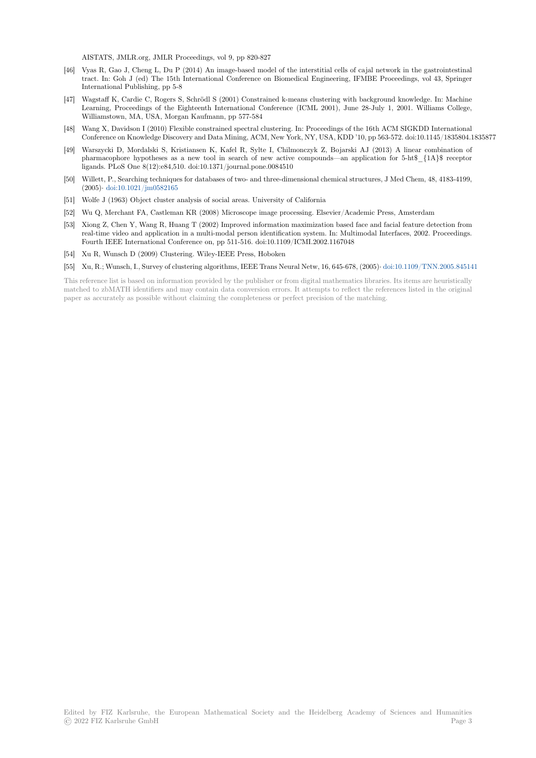AISTATS, JMLR.org, JMLR Proceedings, vol 9, pp 820-827

[46] Vyas R, Gao J, Cheng L, Du P (2014) An image-based model of the interstitial cells of cajal network in the gastrointestinal tract. In: Goh J (ed) The 15th International Conference on Biomedical Engineering, IFMBE Proceedings, vol 43, Springer International Publishing, pp 5-8

[47] Wagstaff K, Cardie C, Rogers S, Schrödl S (2001) Constrained k-means clustering with background knowledge. In: Machine Learning, Proceedings of the Eighteenth International Conference (ICML 2001), June 28-July 1, 2001. Williams College, Williamstown, MA, USA, Morgan Kaufmann, pp 577-584

[48] Wang X, Davidson I (2010) Flexible constrained spectral clustering. In: Proceedings of the 16th ACM SIGKDD International Conference on Knowledge Discovery and Data Mining, ACM, New York, NY, USA, KDD '10, pp 563-572. doi:10.1145/1835804.1835877

[49] Warszycki D, Mordalski S, Kristiansen K, Kafel R, Sylte I, Chilmonczyk Z, Bojarski AJ (2013) A linear combination of pharmacophore hypotheses as a new tool in search of new active compounds—an application for 5-ht$_{1A}$ receptor ligands. PLoS One 8(12):e84,510. doi:10.1371/journal.pone.0084510

[50] Willett, P., Searching techniques for databases of two- and three-dimensional chemical structures, J Med Chem, 48, 4183-4199, (2005)· doi:10.1021/jm0582165

[51] Wolfe J (1963) Object cluster analysis of social areas. University of California

[52] Wu Q, Merchant FA, Castleman KR (2008) Microscope image processing. Elsevier/Academic Press, Amsterdam

[53] Xiong Z, Chen Y, Wang R, Huang T (2002) Improved information maximization based face and facial feature detection from real-time video and application in a multi-modal person identification system. In: Multimodal Interfaces, 2002. Proceedings. Fourth IEEE International Conference on, pp 511-516. doi:10.1109/ICMI.2002.1167048

[54] Xu R, Wunsch D (2009) Clustering. Wiley-IEEE Press, Hoboken

[55] Xu, R.; Wunsch, I., Survey of clustering algorithms, IEEE Trans Neural Netw, 16, 645-678, (2005)· doi:10.1109/TNN.2005.845141

This reference list is based on information provided by the publisher or from digital mathematics libraries. Its items are heuristically matched to zbMATH identifiers and may contain data conversion errors. It attempts to reflect the references listed in the original paper as accurately as possible without claiming the completeness or perfect precision of the matching.